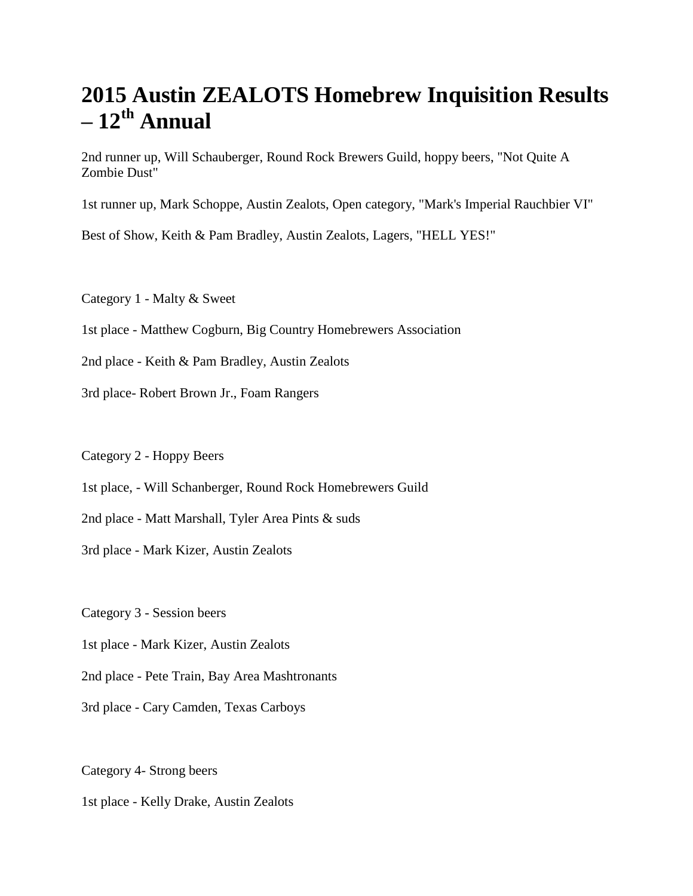# 2015 Austin ZEALOTS Homebrew Inquisition Results – 12th Annual

2nd runner up, Will Schauberger, Round Rock Brewers Guild, hoppy beers, "Not Quite A Zombie Dust"

1st runner up, Mark Schoppe, Austin Zealots, Open category, "Mark's Imperial Rauchbier VI"

Best of Show, Keith & Pam Bradley, Austin Zealots, Lagers, "HELL YES!"

Category 1 - Malty & Sweet

1st place - Matthew Cogburn, Big Country Homebrewers Association

2nd place - Keith & Pam Bradley, Austin Zealots

3rd place- Robert Brown Jr., Foam Rangers

Category 2 - Hoppy Beers

1st place, - Will Schanberger, Round Rock Homebrewers Guild

2nd place - Matt Marshall, Tyler Area Pints & suds

3rd place - Mark Kizer, Austin Zealots

Category 3 - Session beers

1st place - Mark Kizer, Austin Zealots

2nd place - Pete Train, Bay Area Mashtronants

3rd place - Cary Camden, Texas Carboys

Category 4- Strong beers

1st place - Kelly Drake, Austin Zealots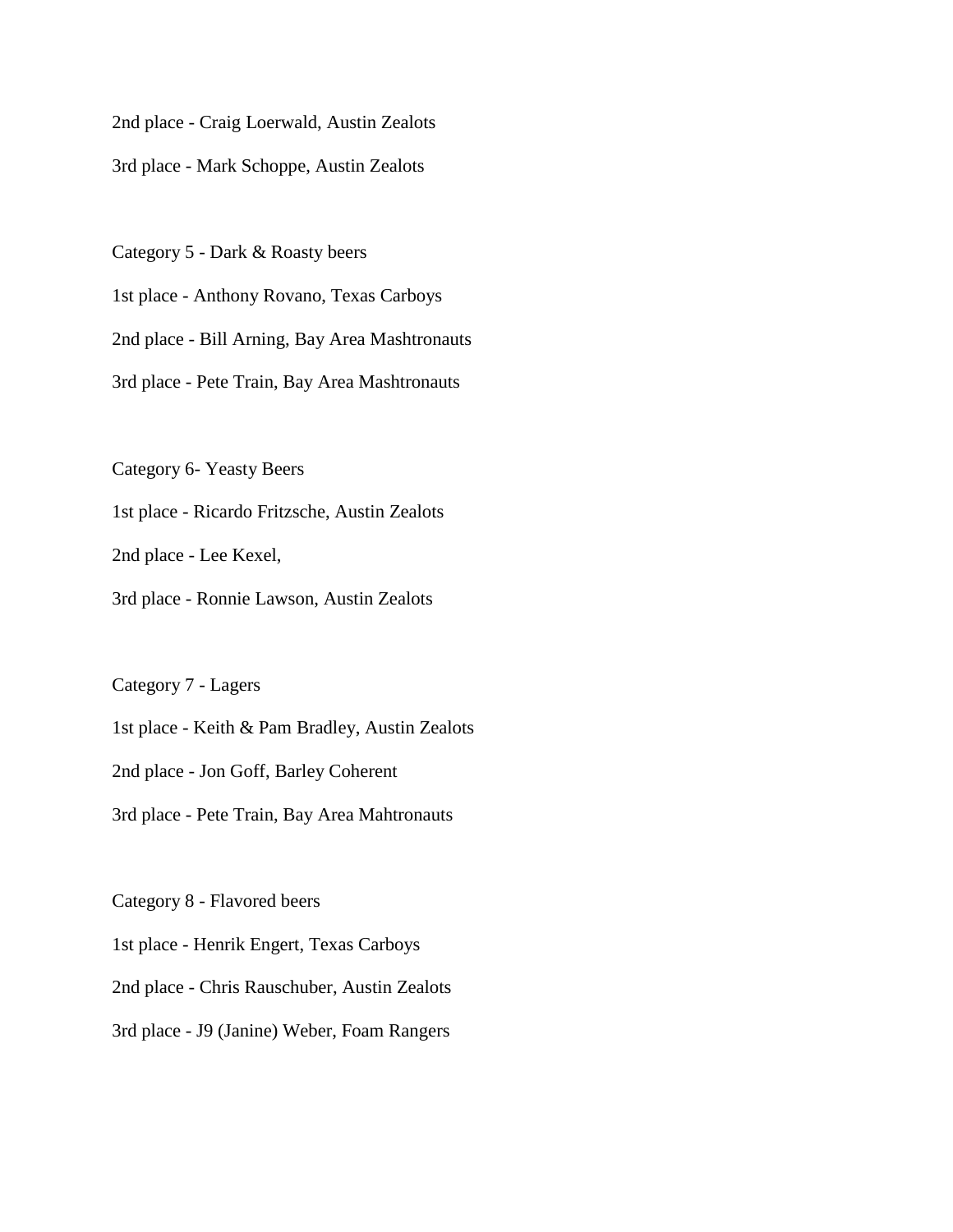2nd place - Craig Loerwald, Austin Zealots

3rd place - Mark Schoppe, Austin Zealots

Category 5 - Dark & Roasty beers

1st place - Anthony Rovano, Texas Carboys

2nd place - Bill Arning, Bay Area Mashtronauts

3rd place - Pete Train, Bay Area Mashtronauts

Category 6- Yeasty Beers

1st place - Ricardo Fritzsche, Austin Zealots

2nd place - Lee Kexel,

3rd place - Ronnie Lawson, Austin Zealots

Category 7 - Lagers

1st place - Keith & Pam Bradley, Austin Zealots

2nd place - Jon Goff, Barley Coherent

3rd place - Pete Train, Bay Area Mahtronauts

Category 8 - Flavored beers

1st place - Henrik Engert, Texas Carboys

2nd place - Chris Rauschuber, Austin Zealots

3rd place - J9 (Janine) Weber, Foam Rangers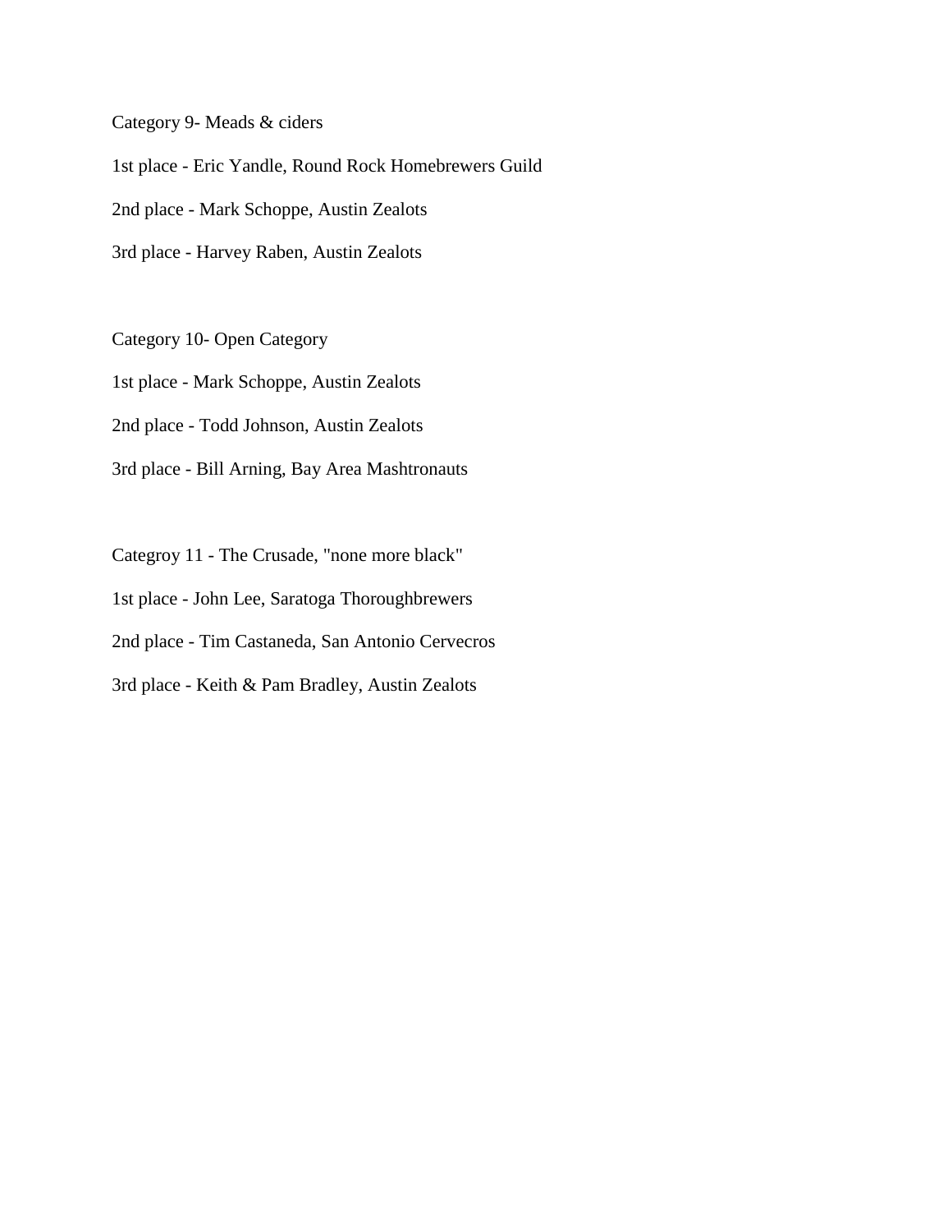Category 9- Meads & ciders

1st place - Eric Yandle, Round Rock Homebrewers Guild

2nd place - Mark Schoppe, Austin Zealots

3rd place - Harvey Raben, Austin Zealots

Category 10- Open Category

1st place - Mark Schoppe, Austin Zealots

2nd place - Todd Johnson, Austin Zealots

3rd place - Bill Arning, Bay Area Mashtronauts

Categroy 11 - The Crusade, "none more black"

1st place - John Lee, Saratoga Thoroughbrewers

2nd place - Tim Castaneda, San Antonio Cervecros

3rd place - Keith & Pam Bradley, Austin Zealots